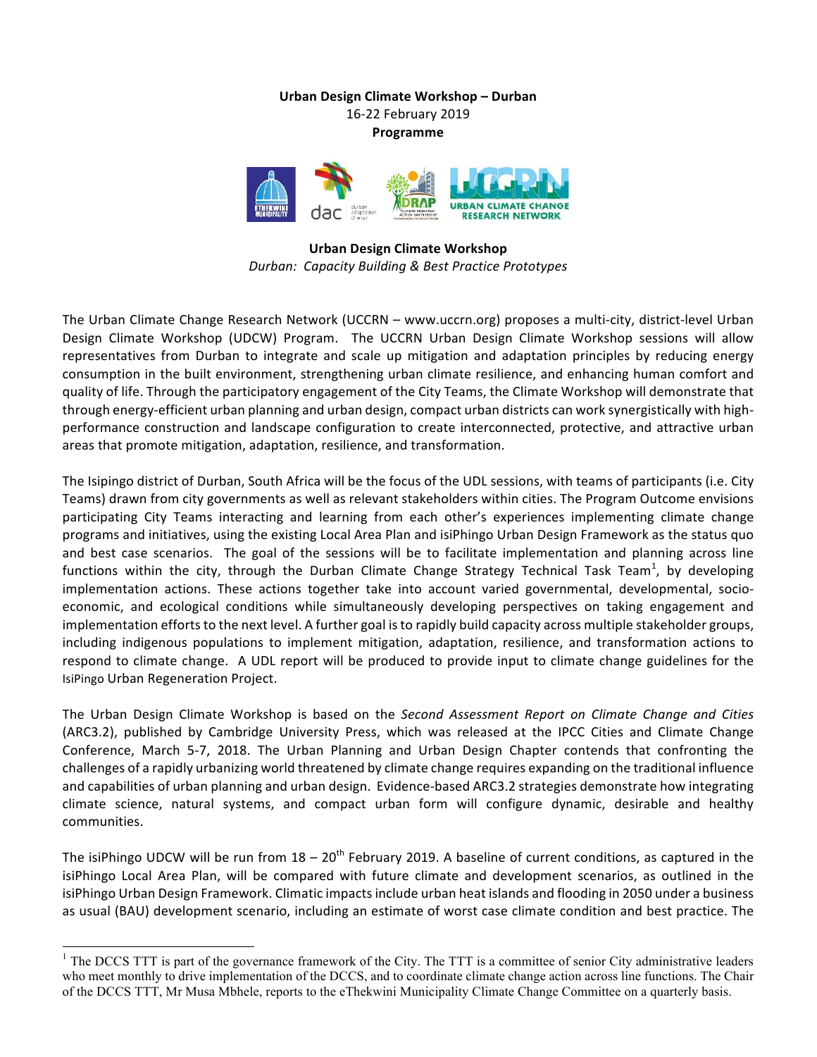**Urban Design Climate Workshop – Durban**
16-22 February 2019
**Programme**

**Urban Design Climate Workshop**
*Durban: Capacity Building & Best Practice Prototypes*

The Urban Climate Change Research Network (UCCRN – www.uccrn.org) proposes a multi-city, district-level Urban Design Climate Workshop (UDCW) Program. The UCCRN Urban Design Climate Workshop sessions will allow representatives from Durban to integrate and scale up mitigation and adaptation principles by reducing energy consumption in the built environment, strengthening urban climate resilience, and enhancing human comfort and quality of life. Through the participatory engagement of the City Teams, the Climate Workshop will demonstrate that through energy-efficient urban planning and urban design, compact urban districts can work synergistically with high-performance construction and landscape configuration to create interconnected, protective, and attractive urban areas that promote mitigation, adaptation, resilience, and transformation.

The Isipingo district of Durban, South Africa will be the focus of the UDL sessions, with teams of participants (i.e. City Teams) drawn from city governments as well as relevant stakeholders within cities. The Program Outcome envisions participating City Teams interacting and learning from each other's experiences implementing climate change programs and initiatives, using the existing Local Area Plan and isiPhingo Urban Design Framework as the status quo and best case scenarios. The goal of the sessions will be to facilitate implementation and planning across line functions within the city, through the Durban Climate Change Strategy Technical Task Team[1], by developing implementation actions. These actions together take into account varied governmental, developmental, socio-economic, and ecological conditions while simultaneously developing perspectives on taking engagement and implementation efforts to the next level. A further goal is to rapidly build capacity across multiple stakeholder groups, including indigenous populations to implement mitigation, adaptation, resilience, and transformation actions to respond to climate change. A UDL report will be produced to provide input to climate change guidelines for the IsiPingo Urban Regeneration Project.

The Urban Design Climate Workshop is based on the *Second Assessment Report on Climate Change and Cities* (ARC3.2), published by Cambridge University Press, which was released at the IPCC Cities and Climate Change Conference, March 5-7, 2018. The Urban Planning and Urban Design Chapter contends that confronting the challenges of a rapidly urbanizing world threatened by climate change requires expanding on the traditional influence and capabilities of urban planning and urban design. Evidence-based ARC3.2 strategies demonstrate how integrating climate science, natural systems, and compact urban form will configure dynamic, desirable and healthy communities.

The isiPhingo UDCW will be run from 18 – 20th February 2019. A baseline of current conditions, as captured in the isiPhingo Local Area Plan, will be compared with future climate and development scenarios, as outlined in the isiPhingo Urban Design Framework. Climatic impacts include urban heat islands and flooding in 2050 under a business as usual (BAU) development scenario, including an estimate of worst case climate condition and best practice. The

[1] The DCCS TTT is part of the governance framework of the City. The TTT is a committee of senior City administrative leaders who meet monthly to drive implementation of the DCCS, and to coordinate climate change action across line functions. The Chair of the DCCS TTT, Mr Musa Mbhele, reports to the eThekwini Municipality Climate Change Committee on a quarterly basis.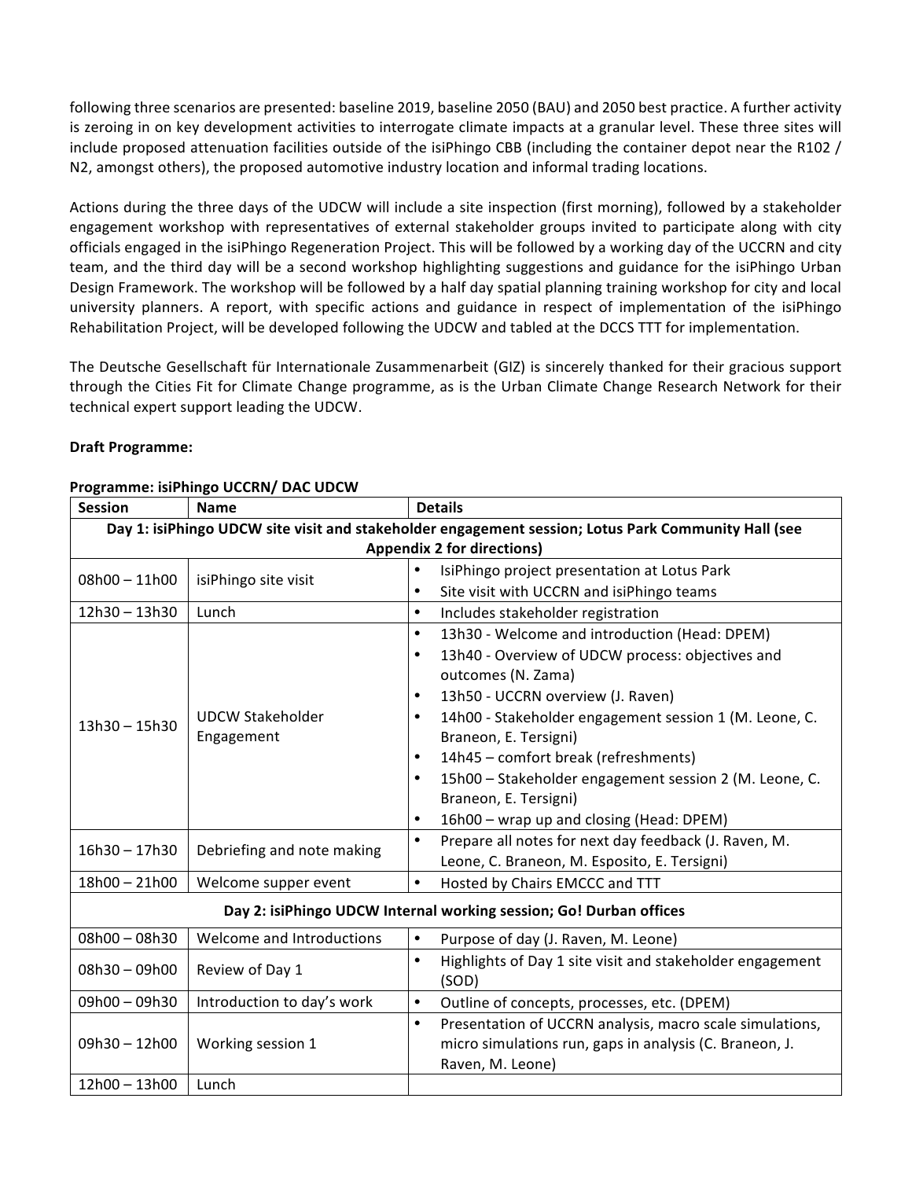following three scenarios are presented: baseline 2019, baseline 2050 (BAU) and 2050 best practice. A further activity is zeroing in on key development activities to interrogate climate impacts at a granular level. These three sites will include proposed attenuation facilities outside of the isiPhingo CBB (including the container depot near the R102 / N2, amongst others), the proposed automotive industry location and informal trading locations.

Actions during the three days of the UDCW will include a site inspection (first morning), followed by a stakeholder engagement workshop with representatives of external stakeholder groups invited to participate along with city officials engaged in the isiPhingo Regeneration Project. This will be followed by a working day of the UCCRN and city team, and the third day will be a second workshop highlighting suggestions and guidance for the isiPhingo Urban Design Framework. The workshop will be followed by a half day spatial planning training workshop for city and local university planners. A report, with specific actions and guidance in respect of implementation of the isiPhingo Rehabilitation Project, will be developed following the UDCW and tabled at the DCCS TTT for implementation.

The Deutsche Gesellschaft für Internationale Zusammenarbeit (GIZ) is sincerely thanked for their gracious support through the Cities Fit for Climate Change programme, as is the Urban Climate Change Research Network for their technical expert support leading the UDCW.

**Draft Programme:**

**Programme: isiPhingo UCCRN/ DAC UDCW**

| Session | Name | Details |
|---|---|---|
| **Day 1: isiPhingo UDCW site visit and stakeholder engagement session; Lotus Park Community Hall (see Appendix 2 for directions)** | | |
| 08h00 – 11h00 | isiPhingo site visit | • IsiPhingo project presentation at Lotus Park<br>• Site visit with UCCRN and isiPhingo teams |
| 12h30 – 13h30 | Lunch | • Includes stakeholder registration |
| 13h30 – 15h30 | UDCW Stakeholder Engagement | • 13h30 - Welcome and introduction (Head: DPEM)<br>• 13h40 - Overview of UDCW process: objectives and outcomes (N. Zama)<br>• 13h50 - UCCRN overview (J. Raven)<br>• 14h00 - Stakeholder engagement session 1 (M. Leone, C. Braneon, E. Tersigni)<br>• 14h45 – comfort break (refreshments)<br>• 15h00 – Stakeholder engagement session 2 (M. Leone, C. Braneon, E. Tersigni)<br>• 16h00 – wrap up and closing (Head: DPEM) |
| 16h30 – 17h30 | Debriefing and note making | • Prepare all notes for next day feedback (J. Raven, M. Leone, C. Braneon, M. Esposito, E. Tersigni) |
| 18h00 – 21h00 | Welcome supper event | • Hosted by Chairs EMCCC and TTT |
| **Day 2: isiPhingo UDCW Internal working session; Go! Durban offices** | | |
| 08h00 – 08h30 | Welcome and Introductions | • Purpose of day (J. Raven, M. Leone) |
| 08h30 – 09h00 | Review of Day 1 | • Highlights of Day 1 site visit and stakeholder engagement (SOD) |
| 09h00 – 09h30 | Introduction to day's work | • Outline of concepts, processes, etc. (DPEM) |
| 09h30 – 12h00 | Working session 1 | • Presentation of UCCRN analysis, macro scale simulations, micro simulations run, gaps in analysis (C. Braneon, J. Raven, M. Leone) |
| 12h00 – 13h00 | Lunch | |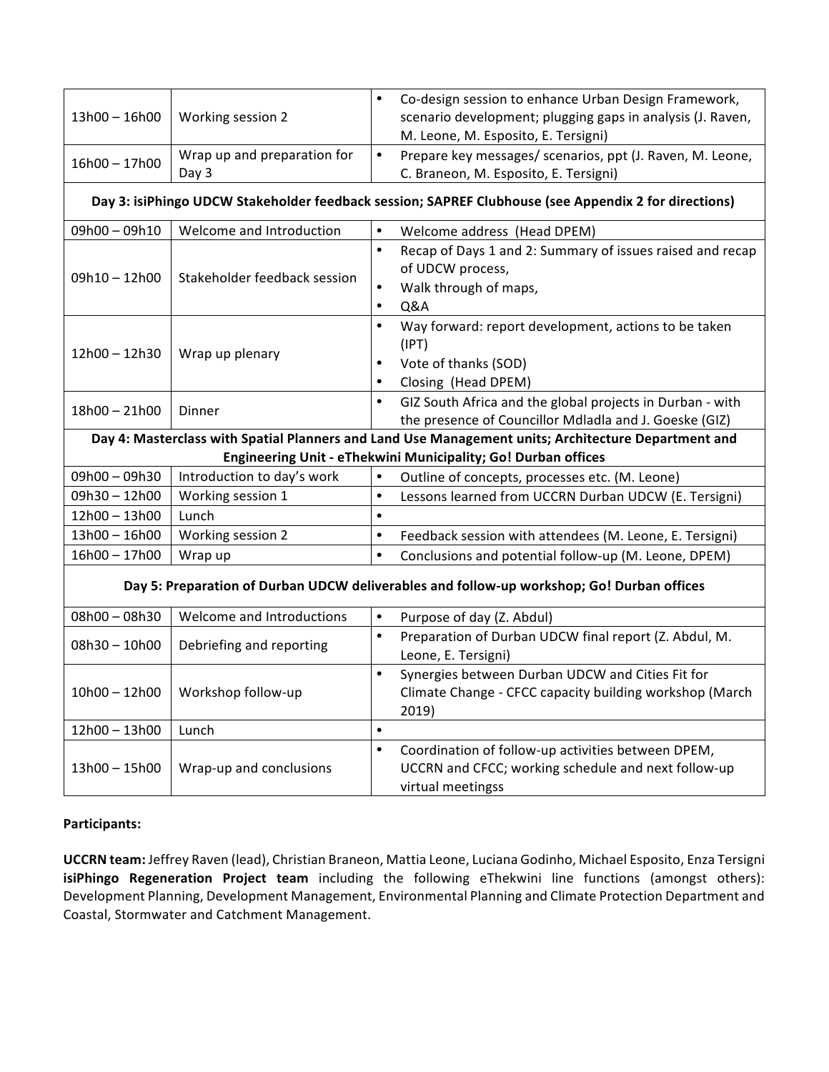| | | |
|---|---|---|
| 13h00 – 16h00 | Working session 2 | • Co-design session to enhance Urban Design Framework, scenario development; plugging gaps in analysis (J. Raven, M. Leone, M. Esposito, E. Tersigni) |
| 16h00 – 17h00 | Wrap up and preparation for Day 3 | • Prepare key messages/ scenarios, ppt (J. Raven, M. Leone, C. Braneon, M. Esposito, E. Tersigni) |
| **Day 3: isiPhingo UDCW Stakeholder feedback session; SAPREF Clubhouse (see Appendix 2 for directions)** | | |
| 09h00 – 09h10 | Welcome and Introduction | • Welcome address (Head DPEM) |
| 09h10 – 12h00 | Stakeholder feedback session | • Recap of Days 1 and 2: Summary of issues raised and recap of UDCW process,<br>• Walk through of maps,<br>• Q&A |
| 12h00 – 12h30 | Wrap up plenary | • Way forward: report development, actions to be taken (IPT)<br>• Vote of thanks (SOD)<br>• Closing (Head DPEM) |
| 18h00 – 21h00 | Dinner | • GIZ South Africa and the global projects in Durban - with the presence of Councillor Mdladla and J. Goeske (GIZ) |
| **Day 4: Masterclass with Spatial Planners and Land Use Management units; Architecture Department and Engineering Unit - eThekwini Municipality; Go! Durban offices** | | |
| 09h00 – 09h30 | Introduction to day's work | • Outline of concepts, processes etc. (M. Leone) |
| 09h30 – 12h00 | Working session 1 | • Lessons learned from UCCRN Durban UDCW (E. Tersigni) |
| 12h00 – 13h00 | Lunch | • |
| 13h00 – 16h00 | Working session 2 | • Feedback session with attendees (M. Leone, E. Tersigni) |
| 16h00 – 17h00 | Wrap up | • Conclusions and potential follow-up (M. Leone, DPEM) |
| **Day 5: Preparation of Durban UDCW deliverables and follow-up workshop; Go! Durban offices** | | |
| 08h00 – 08h30 | Welcome and Introductions | • Purpose of day (Z. Abdul) |
| 08h30 – 10h00 | Debriefing and reporting | • Preparation of Durban UDCW final report (Z. Abdul, M. Leone, E. Tersigni) |
| 10h00 – 12h00 | Workshop follow-up | • Synergies between Durban UDCW and Cities Fit for Climate Change - CFCC capacity building workshop (March 2019) |
| 12h00 – 13h00 | Lunch | • |
| 13h00 – 15h00 | Wrap-up and conclusions | • Coordination of follow-up activities between DPEM, UCCRN and CFCC; working schedule and next follow-up virtual meetingss |

**Participants:**

**UCCRN team:** Jeffrey Raven (lead), Christian Braneon, Mattia Leone, Luciana Godinho, Michael Esposito, Enza Tersigni
**isiPhingo Regeneration Project team** including the following eThekwini line functions (amongst others): Development Planning, Development Management, Environmental Planning and Climate Protection Department and Coastal, Stormwater and Catchment Management.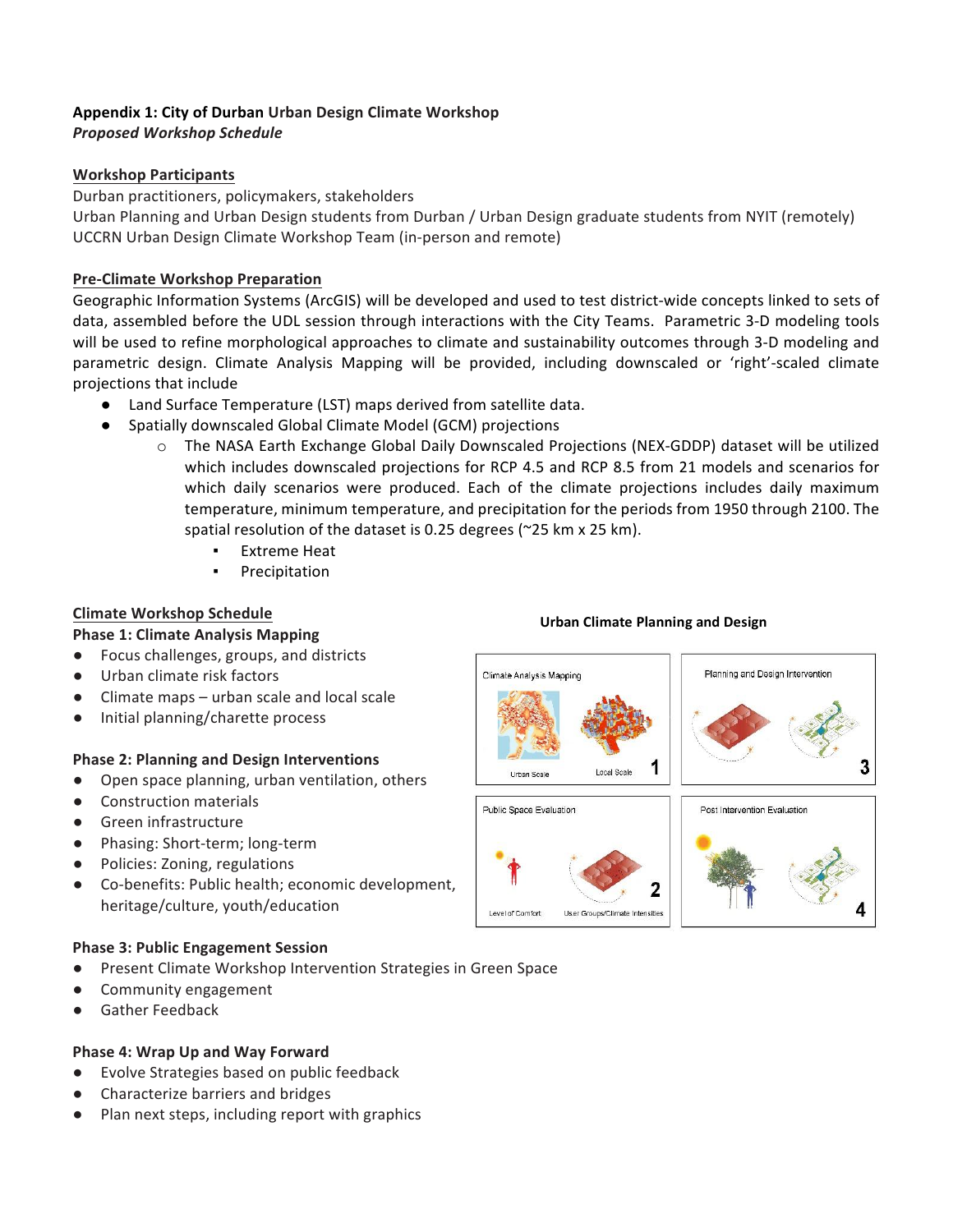**Appendix 1: City of Durban Urban Design Climate Workshop**
***Proposed Workshop Schedule***

**Workshop Participants**

Durban practitioners, policymakers, stakeholders
Urban Planning and Urban Design students from Durban / Urban Design graduate students from NYIT (remotely)
UCCRN Urban Design Climate Workshop Team (in-person and remote)

**Pre-Climate Workshop Preparation**

Geographic Information Systems (ArcGIS) will be developed and used to test district-wide concepts linked to sets of data, assembled before the UDL session through interactions with the City Teams. Parametric 3-D modeling tools will be used to refine morphological approaches to climate and sustainability outcomes through 3-D modeling and parametric design. Climate Analysis Mapping will be provided, including downscaled or 'right'-scaled climate projections that include

- Land Surface Temperature (LST) maps derived from satellite data.
- Spatially downscaled Global Climate Model (GCM) projections
  - The NASA Earth Exchange Global Daily Downscaled Projections (NEX-GDDP) dataset will be utilized which includes downscaled projections for RCP 4.5 and RCP 8.5 from 21 models and scenarios for which daily scenarios were produced. Each of the climate projections includes daily maximum temperature, minimum temperature, and precipitation for the periods from 1950 through 2100. The spatial resolution of the dataset is 0.25 degrees (~25 km x 25 km).
    - Extreme Heat
    - Precipitation

**Climate Workshop Schedule**

**Phase 1: Climate Analysis Mapping**

- Focus challenges, groups, and districts
- Urban climate risk factors
- Climate maps – urban scale and local scale
- Initial planning/charette process

**Phase 2: Planning and Design Interventions**

- Open space planning, urban ventilation, others
- Construction materials
- Green infrastructure
- Phasing: Short-term; long-term
- Policies: Zoning, regulations
- Co-benefits: Public health; economic development, heritage/culture, youth/education

**Urban Climate Planning and Design**

Climate Analysis Mapping — Urban Scale, Local Scale — 1
Public Space Evaluation — Level of Comfort, User Groups/Climate Intensities — 2
Planning and Design Intervention — 3
Post Intervention Evaluation — 4

**Phase 3: Public Engagement Session**

- Present Climate Workshop Intervention Strategies in Green Space
- Community engagement
- Gather Feedback

**Phase 4: Wrap Up and Way Forward**

- Evolve Strategies based on public feedback
- Characterize barriers and bridges
- Plan next steps, including report with graphics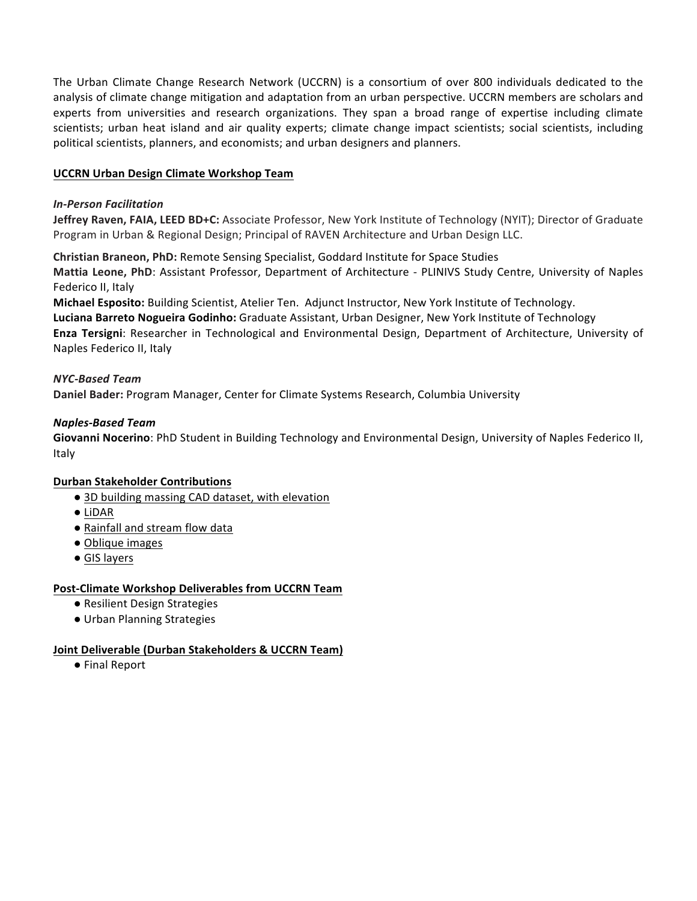The Urban Climate Change Research Network (UCCRN) is a consortium of over 800 individuals dedicated to the analysis of climate change mitigation and adaptation from an urban perspective. UCCRN members are scholars and experts from universities and research organizations. They span a broad range of expertise including climate scientists; urban heat island and air quality experts; climate change impact scientists; social scientists, including political scientists, planners, and economists; and urban designers and planners.

## UCCRN Urban Design Climate Workshop Team

### *In-Person Facilitation*

**Jeffrey Raven, FAIA, LEED BD+C:** Associate Professor, New York Institute of Technology (NYIT); Director of Graduate Program in Urban & Regional Design; Principal of RAVEN Architecture and Urban Design LLC.

**Christian Braneon, PhD:** Remote Sensing Specialist, Goddard Institute for Space Studies
**Mattia Leone, PhD**: Assistant Professor, Department of Architecture - PLINIVS Study Centre, University of Naples Federico II, Italy
**Michael Esposito:** Building Scientist, Atelier Ten. Adjunct Instructor, New York Institute of Technology.
**Luciana Barreto Nogueira Godinho:** Graduate Assistant, Urban Designer, New York Institute of Technology
**Enza Tersigni**: Researcher in Technological and Environmental Design, Department of Architecture, University of Naples Federico II, Italy

### *NYC-Based Team*

**Daniel Bader:** Program Manager, Center for Climate Systems Research, Columbia University

### *Naples-Based Team*

**Giovanni Nocerino**: PhD Student in Building Technology and Environmental Design, University of Naples Federico II, Italy

## Durban Stakeholder Contributions

- 3D building massing CAD dataset, with elevation
- LiDAR
- Rainfall and stream flow data
- Oblique images
- GIS layers

## Post-Climate Workshop Deliverables from UCCRN Team

- Resilient Design Strategies
- Urban Planning Strategies

## Joint Deliverable (Durban Stakeholders & UCCRN Team)

- Final Report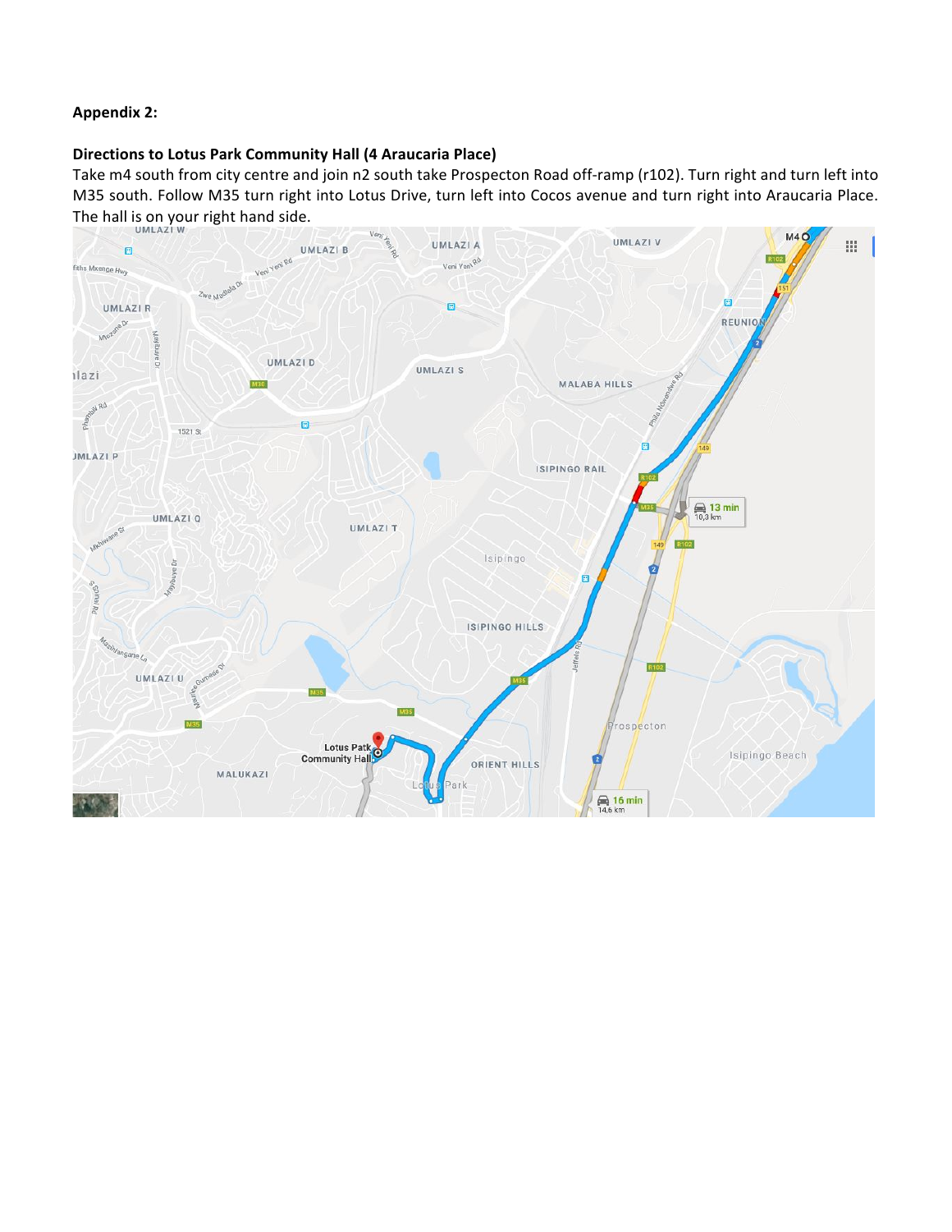**Appendix 2:**

**Directions to Lotus Park Community Hall (4 Araucaria Place)**

Take m4 south from city centre and join n2 south take Prospecton Road off-ramp (r102). Turn right and turn left into M35 south. Follow M35 turn right into Lotus Drive, turn left into Cocos avenue and turn right into Araucaria Place. The hall is on your right hand side.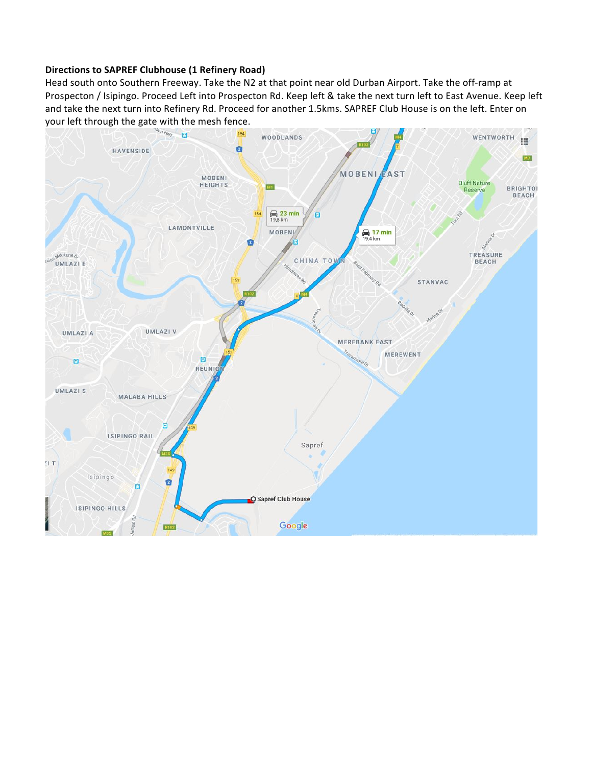**Directions to SAPREF Clubhouse (1 Refinery Road)**

Head south onto Southern Freeway. Take the N2 at that point near old Durban Airport. Take the off-ramp at Prospecton / Isipingo. Proceed Left into Prospecton Rd. Keep left & take the next turn left to East Avenue. Keep left and take the next turn into Refinery Rd. Proceed for another 1.5kms. SAPREF Club House is on the left. Enter on your left through the gate with the mesh fence.